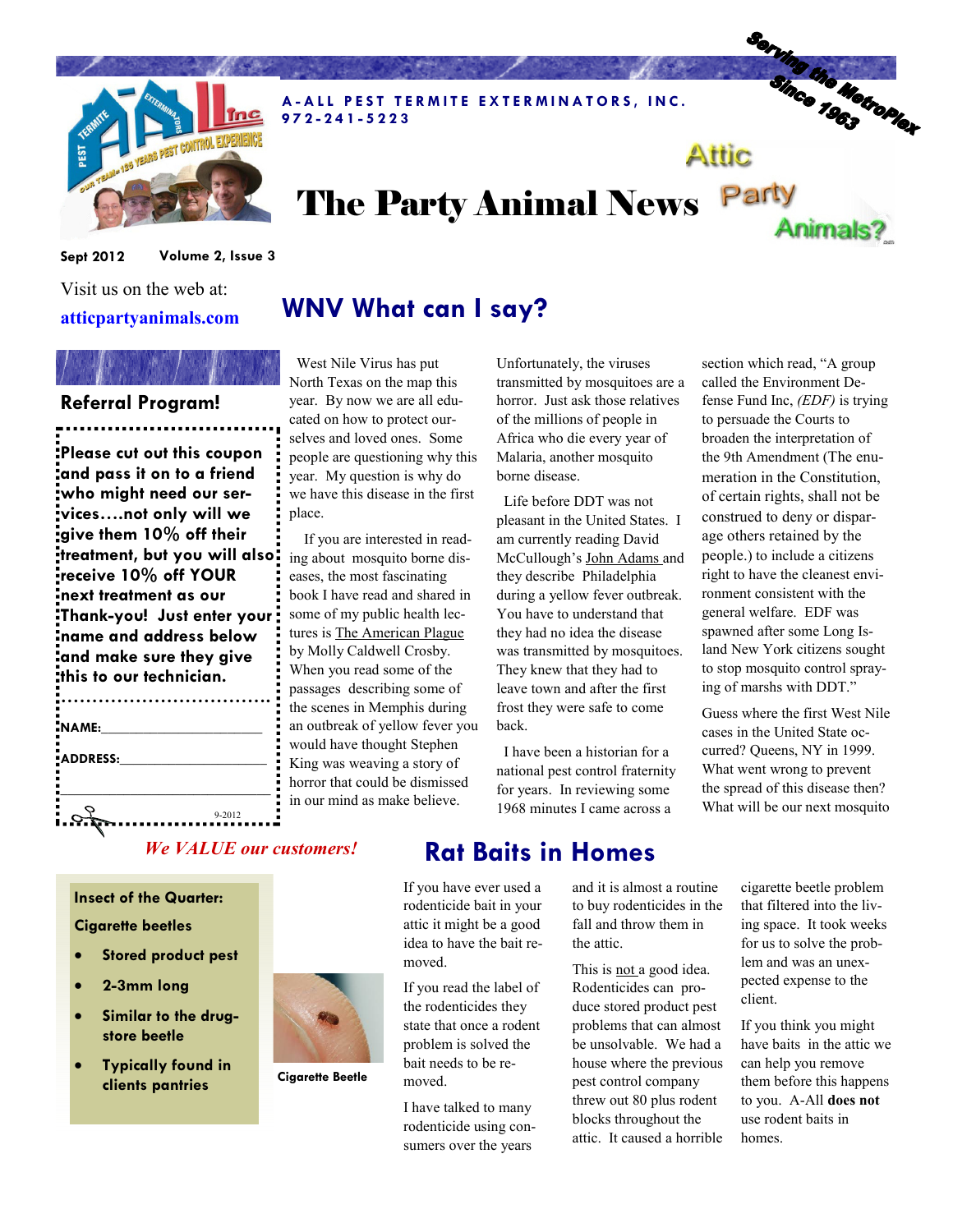**A-ALL PEST TERMITE EXTERMINATORS, INC.**
**972-241-5223**

Serving the MetroPlex Since 1963

# The Party Animal News

Attic Party Animals?

**Sept 2012** **Volume 2, Issue 3**

Visit us on the web at:

**atticpartyanimals.com**

## Referral Program!

**Please cut out this coupon and pass it on to a friend who might need our services….not only will we give them 10% off their treatment, but you will also receive 10% off YOUR next treatment as our Thank-you! Just enter your name and address below and make sure they give this to our technician.**

**NAME:**______________________

**ADDRESS:**____________________

______________________________

9-2012

***We VALUE our customers!***

## WNV What can I say?

West Nile Virus has put North Texas on the map this year. By now we are all educated on how to protect ourselves and loved ones. Some people are questioning why this year. My question is why do we have this disease in the first place.

If you are interested in reading about mosquito borne diseases, the most fascinating book I have read and shared in some of my public health lectures is The American Plague by Molly Caldwell Crosby. When you read some of the passages describing some of the scenes in Memphis during an outbreak of yellow fever you would have thought Stephen King was weaving a story of horror that could be dismissed in our mind as make believe.

Unfortunately, the viruses transmitted by mosquitoes are a horror. Just ask those relatives of the millions of people in Africa who die every year of Malaria, another mosquito borne disease.

Life before DDT was not pleasant in the United States. I am currently reading David McCullough's John Adams and they describe Philadelphia during a yellow fever outbreak. You have to understand that they had no idea the disease was transmitted by mosquitoes. They knew that they had to leave town and after the first frost they were safe to come back.

I have been a historian for a national pest control fraternity for years. In reviewing some 1968 minutes I came across a section which read, "A group called the Environment Defense Fund Inc, *(EDF)* is trying to persuade the Courts to broaden the interpretation of the 9th Amendment (The enumeration in the Constitution, of certain rights, shall not be construed to deny or disparage others retained by the people.) to include a citizens right to have the cleanest environment consistent with the general welfare. EDF was spawned after some Long Island New York citizens sought to stop mosquito control spraying of marshs with DDT."

Guess where the first West Nile cases in the United State occurred? Queens, NY in 1999. What went wrong to prevent the spread of this disease then? What will be our next mosquito

**Insect of the Quarter:**

**Cigarette beetles**

- **Stored product pest**
- **2-3mm long**
- **Similar to the drug-store beetle**
- **Typically found in clients pantries**

**Cigarette Beetle**

## Rat Baits in Homes

If you have ever used a rodenticide bait in your attic it might be a good idea to have the bait removed.

If you read the label of the rodenticides they state that once a rodent problem is solved the bait needs to be removed.

I have talked to many rodenticide using consumers over the years and it is almost a routine to buy rodenticides in the fall and throw them in the attic.

This is not a good idea. Rodenticides can produce stored product pest problems that can almost be unsolvable. We had a house where the previous pest control company threw out 80 plus rodent blocks throughout the attic. It caused a horrible cigarette beetle problem that filtered into the living space. It took weeks for us to solve the problem and was an unexpected expense to the client.

If you think you might have baits in the attic we can help you remove them before this happens to you. A-All **does not** use rodent baits in homes.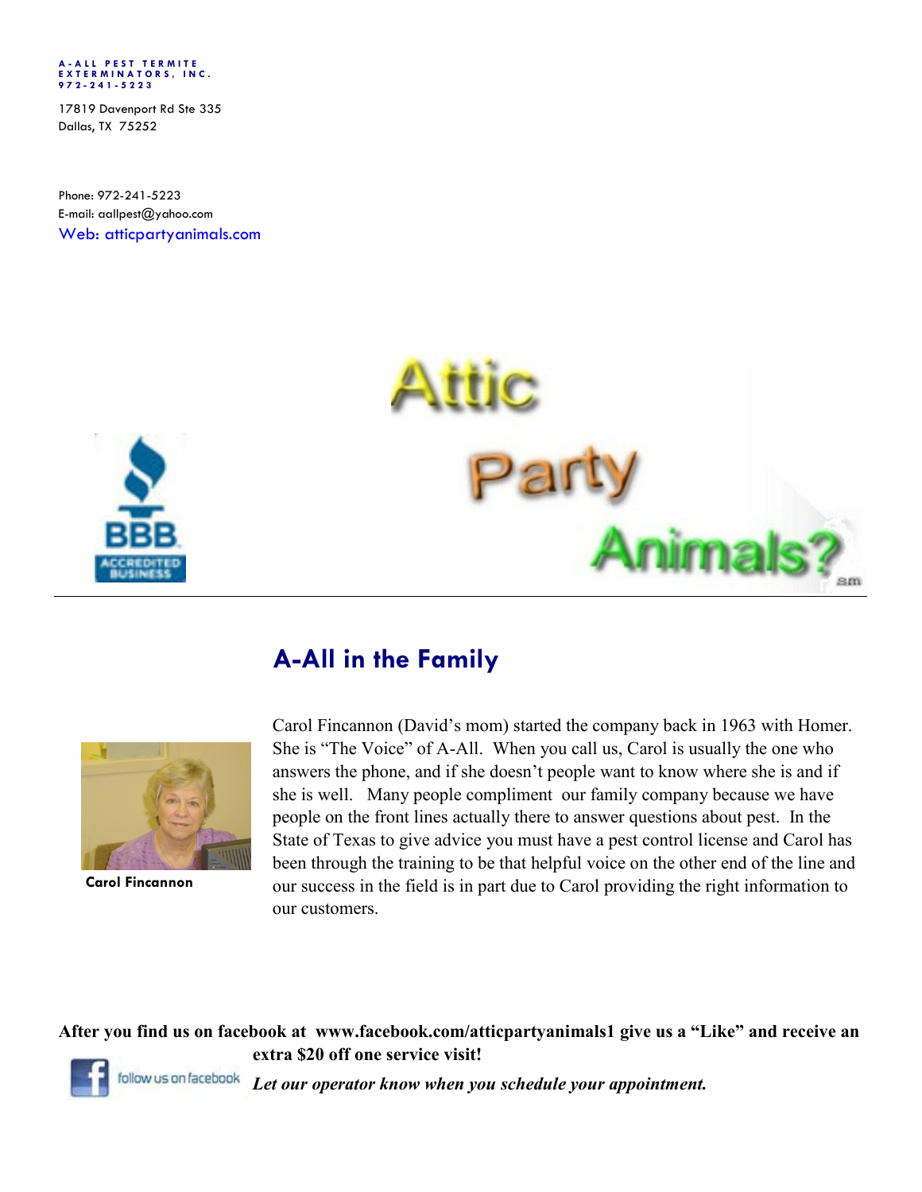A-ALL PEST TERMITE EXTERMINATORS, INC.
972-241-5223

17819 Davenport Rd Ste 335
Dallas, TX 75252

Phone: 972-241-5223
E-mail: aallpest@yahoo.com
Web: atticpartyanimals.com

Attic Party Animals?

## A-All in the Family

Carol Fincannon

Carol Fincannon (David's mom) started the company back in 1963 with Homer. She is "The Voice" of A-All. When you call us, Carol is usually the one who answers the phone, and if she doesn't people want to know where she is and if she is well. Many people compliment our family company because we have people on the front lines actually there to answer questions about pest. In the State of Texas to give advice you must have a pest control license and Carol has been through the training to be that helpful voice on the other end of the line and our success in the field is in part due to Carol providing the right information to our customers.

**After you find us on facebook at www.facebook.com/atticpartyanimals1 give us a "Like" and receive an extra $20 off one service visit!**

follow us on facebook

***Let our operator know when you schedule your appointment.***